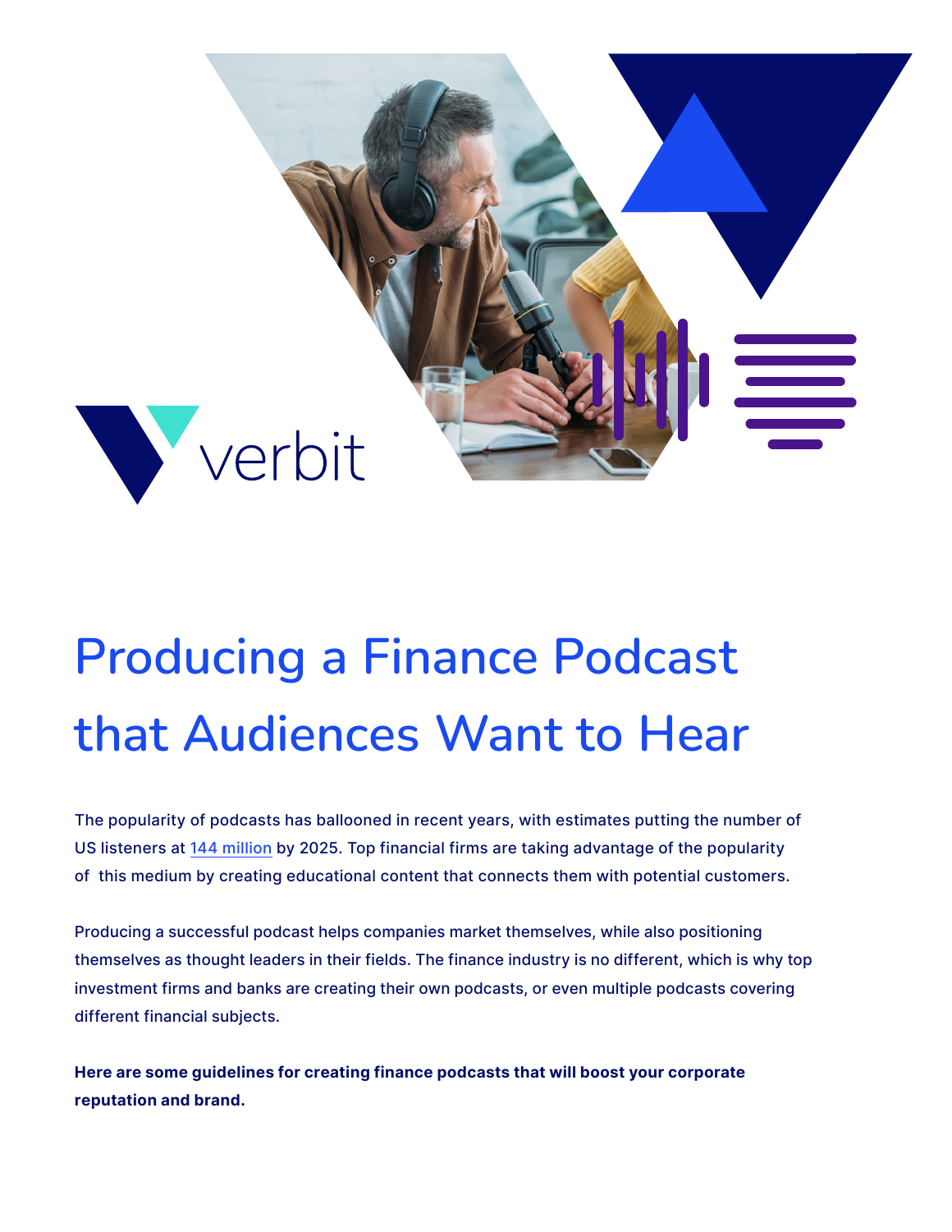verbit

# Producing a Finance Podcast that Audiences Want to Hear

The popularity of podcasts has ballooned in recent years, with estimates putting the number of US listeners at 144 million by 2025. Top financial firms are taking advantage of the popularity of this medium by creating educational content that connects them with potential customers.

Producing a successful podcast helps companies market themselves, while also positioning themselves as thought leaders in their fields. The finance industry is no different, which is why top investment firms and banks are creating their own podcasts, or even multiple podcasts covering different financial subjects.

**Here are some guidelines for creating finance podcasts that will boost your corporate reputation and brand.**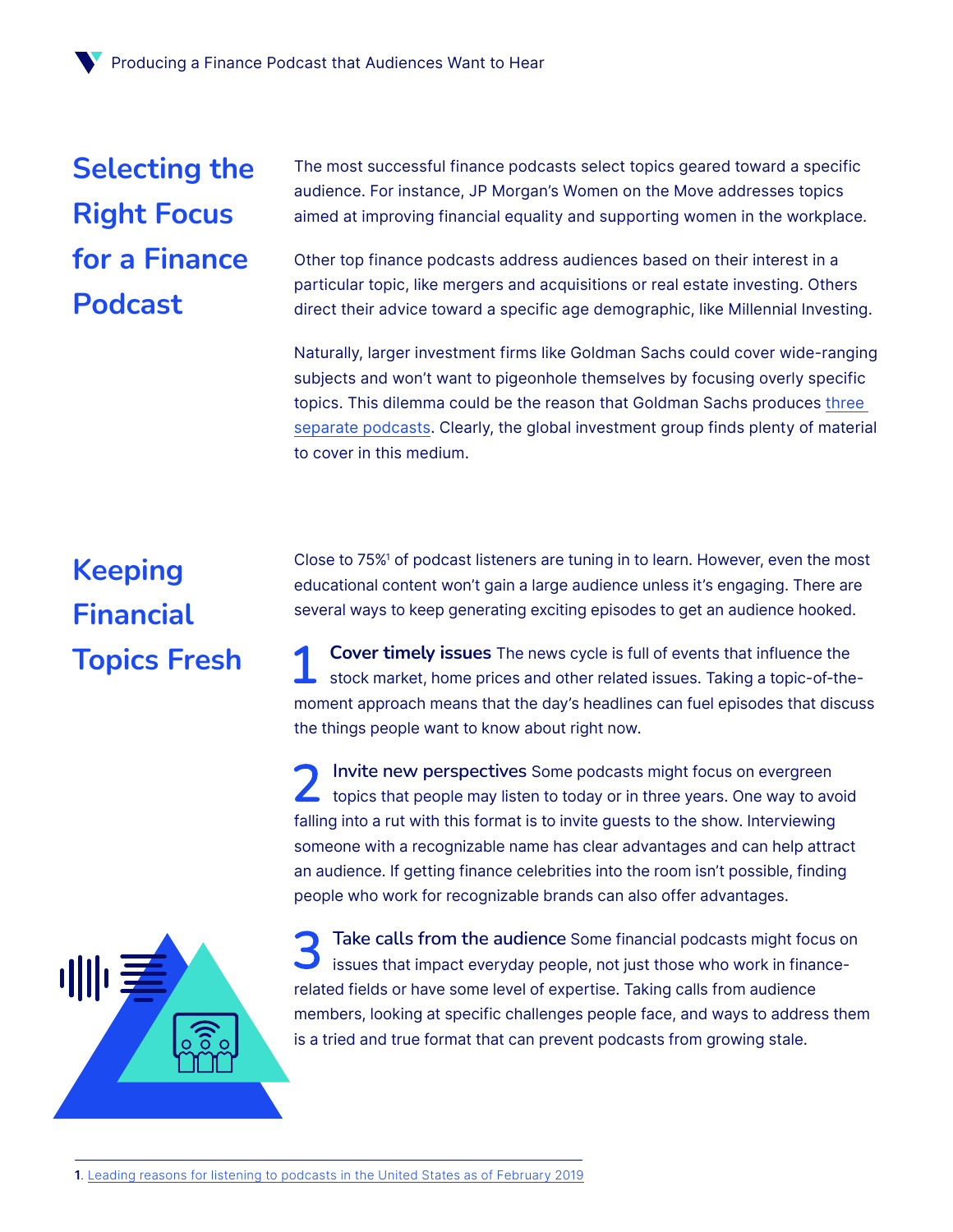## Selecting the Right Focus for a Finance Podcast

The most successful finance podcasts select topics geared toward a specific audience. For instance, JP Morgan's Women on the Move addresses topics aimed at improving financial equality and supporting women in the workplace.

Other top finance podcasts address audiences based on their interest in a particular topic, like mergers and acquisitions or real estate investing. Others direct their advice toward a specific age demographic, like Millennial Investing.

Naturally, larger investment firms like Goldman Sachs could cover wide-ranging subjects and won't want to pigeonhole themselves by focusing overly specific topics. This dilemma could be the reason that Goldman Sachs produces three separate podcasts. Clearly, the global investment group finds plenty of material to cover in this medium.

## Keeping Financial Topics Fresh

Close to 75%[1] of podcast listeners are tuning in to learn. However, even the most educational content won't gain a large audience unless it's engaging. There are several ways to keep generating exciting episodes to get an audience hooked.

**1 Cover timely issues** The news cycle is full of events that influence the stock market, home prices and other related issues. Taking a topic-of-the-moment approach means that the day's headlines can fuel episodes that discuss the things people want to know about right now.

**2 Invite new perspectives** Some podcasts might focus on evergreen topics that people may listen to today or in three years. One way to avoid falling into a rut with this format is to invite guests to the show. Interviewing someone with a recognizable name has clear advantages and can help attract an audience. If getting finance celebrities into the room isn't possible, finding people who work for recognizable brands can also offer advantages.

**3 Take calls from the audience** Some financial podcasts might focus on issues that impact everyday people, not just those who work in finance-related fields or have some level of expertise. Taking calls from audience members, looking at specific challenges people face, and ways to address them is a tried and true format that can prevent podcasts from growing stale.

1. Leading reasons for listening to podcasts in the United States as of February 2019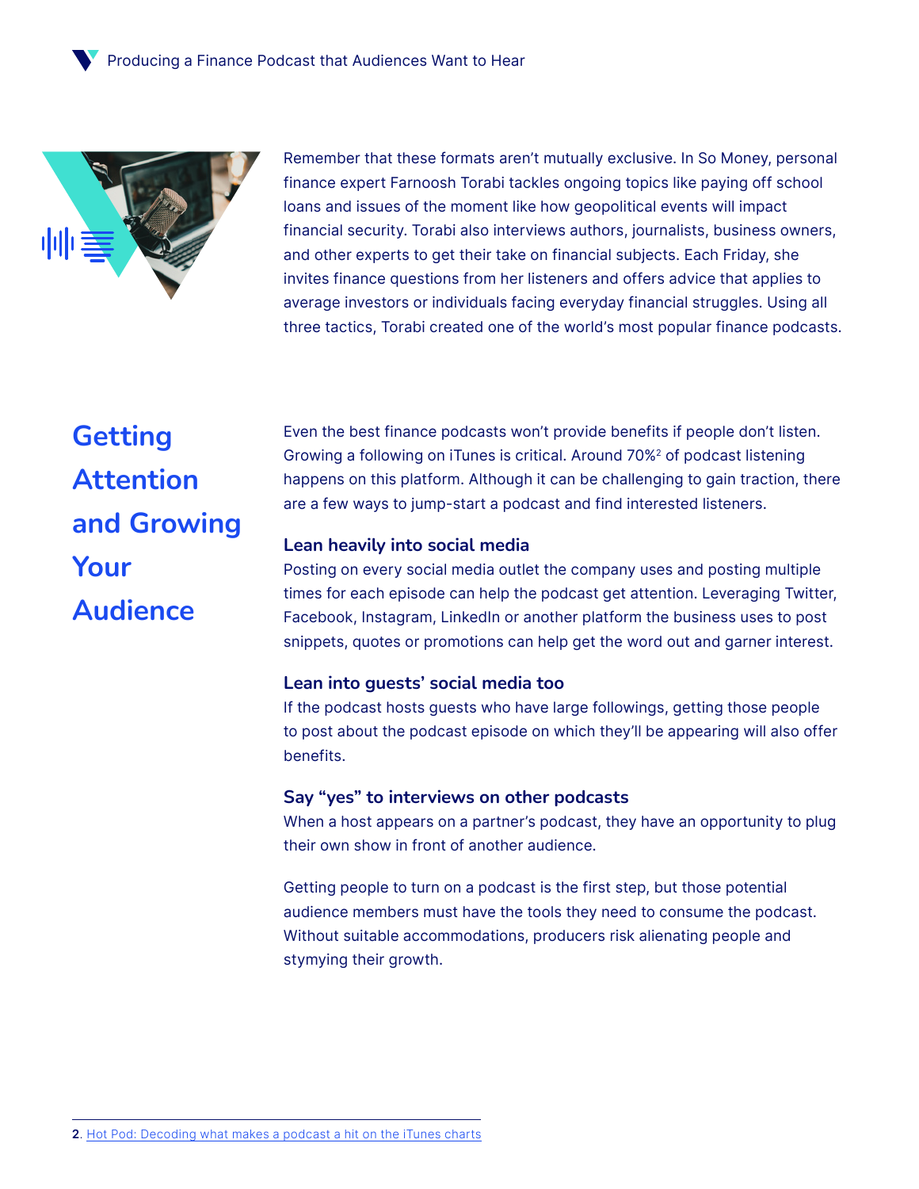Remember that these formats aren't mutually exclusive. In So Money, personal finance expert Farnoosh Torabi tackles ongoing topics like paying off school loans and issues of the moment like how geopolitical events will impact financial security. Torabi also interviews authors, journalists, business owners, and other experts to get their take on financial subjects. Each Friday, she invites finance questions from her listeners and offers advice that applies to average investors or individuals facing everyday financial struggles. Using all three tactics, Torabi created one of the world's most popular finance podcasts.

## Getting Attention and Growing Your Audience

Even the best finance podcasts won't provide benefits if people don't listen. Growing a following on iTunes is critical. Around 70%[2] of podcast listening happens on this platform. Although it can be challenging to gain traction, there are a few ways to jump-start a podcast and find interested listeners.

### Lean heavily into social media

Posting on every social media outlet the company uses and posting multiple times for each episode can help the podcast get attention. Leveraging Twitter, Facebook, Instagram, LinkedIn or another platform the business uses to post snippets, quotes or promotions can help get the word out and garner interest.

### Lean into guests' social media too

If the podcast hosts guests who have large followings, getting those people to post about the podcast episode on which they'll be appearing will also offer benefits.

### Say "yes" to interviews on other podcasts

When a host appears on a partner's podcast, they have an opportunity to plug their own show in front of another audience.

Getting people to turn on a podcast is the first step, but those potential audience members must have the tools they need to consume the podcast. Without suitable accommodations, producers risk alienating people and stymying their growth.

---

2. Hot Pod: Decoding what makes a podcast a hit on the iTunes charts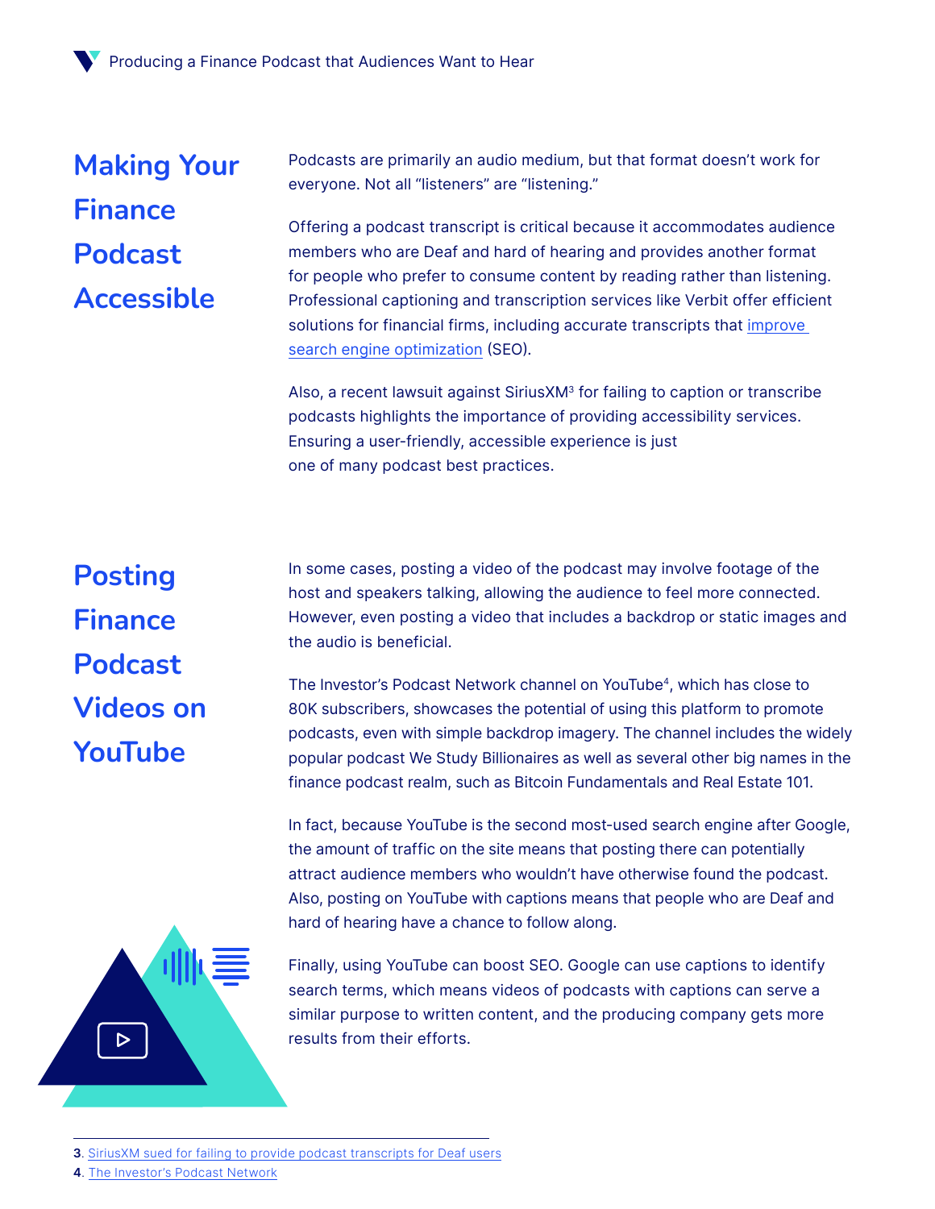## Making Your Finance Podcast Accessible

Podcasts are primarily an audio medium, but that format doesn't work for everyone. Not all "listeners" are "listening."

Offering a podcast transcript is critical because it accommodates audience members who are Deaf and hard of hearing and provides another format for people who prefer to consume content by reading rather than listening. Professional captioning and transcription services like Verbit offer efficient solutions for financial firms, including accurate transcripts that [improve search engine optimization]() (SEO).

Also, a recent lawsuit against SiriusXM[3] for failing to caption or transcribe podcasts highlights the importance of providing accessibility services. Ensuring a user-friendly, accessible experience is just one of many podcast best practices.

## Posting Finance Podcast Videos on YouTube

In some cases, posting a video of the podcast may involve footage of the host and speakers talking, allowing the audience to feel more connected. However, even posting a video that includes a backdrop or static images and the audio is beneficial.

The Investor's Podcast Network channel on YouTube[4], which has close to 80K subscribers, showcases the potential of using this platform to promote podcasts, even with simple backdrop imagery. The channel includes the widely popular podcast We Study Billionaires as well as several other big names in the finance podcast realm, such as Bitcoin Fundamentals and Real Estate 101.

In fact, because YouTube is the second most-used search engine after Google, the amount of traffic on the site means that posting there can potentially attract audience members who wouldn't have otherwise found the podcast. Also, posting on YouTube with captions means that people who are Deaf and hard of hearing have a chance to follow along.

Finally, using YouTube can boost SEO. Google can use captions to identify search terms, which means videos of podcasts with captions can serve a similar purpose to written content, and the producing company gets more results from their efforts.

---

3. [SiriusXM sued for failing to provide podcast transcripts for Deaf users]()
4. [The Investor's Podcast Network]()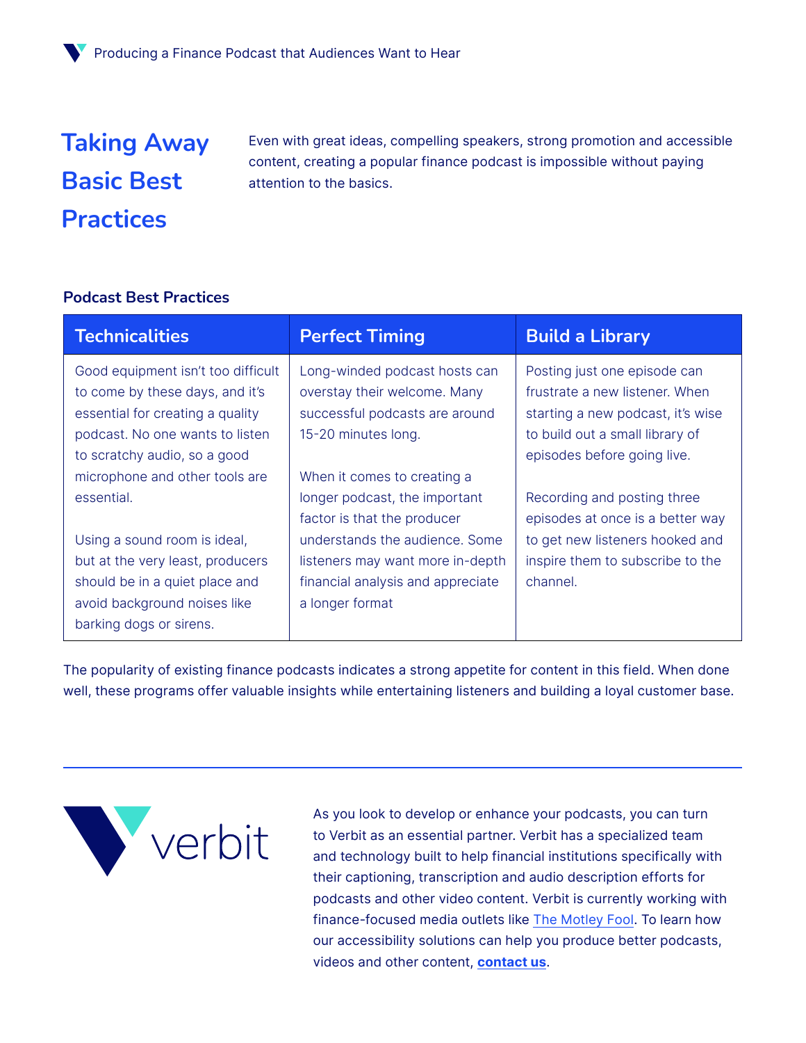## Taking Away Basic Best Practices

Even with great ideas, compelling speakers, strong promotion and accessible content, creating a popular finance podcast is impossible without paying attention to the basics.

**Podcast Best Practices**

| Technicalities | Perfect Timing | Build a Library |
|---|---|---|
| Good equipment isn't too difficult to come by these days, and it's essential for creating a quality podcast. No one wants to listen to scratchy audio, so a good microphone and other tools are essential.<br><br>Using a sound room is ideal, but at the very least, producers should be in a quiet place and avoid background noises like barking dogs or sirens. | Long-winded podcast hosts can overstay their welcome. Many successful podcasts are around 15-20 minutes long.<br><br>When it comes to creating a longer podcast, the important factor is that the producer understands the audience. Some listeners may want more in-depth financial analysis and appreciate a longer format | Posting just one episode can frustrate a new listener. When starting a new podcast, it's wise to build out a small library of episodes before going live.<br><br>Recording and posting three episodes at once is a better way to get new listeners hooked and inspire them to subscribe to the channel. |

The popularity of existing finance podcasts indicates a strong appetite for content in this field. When done well, these programs offer valuable insights while entertaining listeners and building a loyal customer base.

---

verbit

As you look to develop or enhance your podcasts, you can turn to Verbit as an essential partner. Verbit has a specialized team and technology built to help financial institutions specifically with their captioning, transcription and audio description efforts for podcasts and other video content. Verbit is currently working with finance-focused media outlets like The Motley Fool. To learn how our accessibility solutions can help you produce better podcasts, videos and other content, **contact us**.